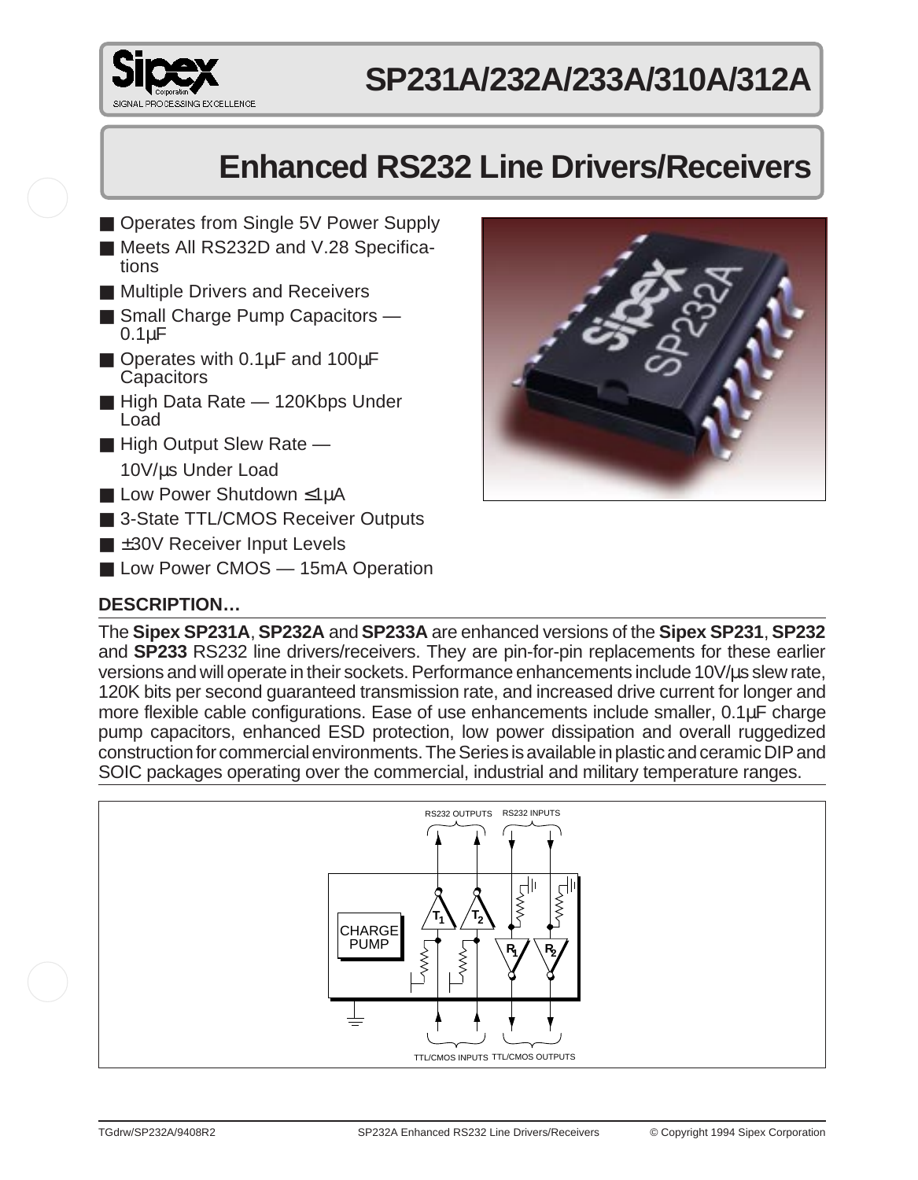# SP231A/232A/233A/310A/312A

# Enhanced RS232 Line Drivers/Receivers

- Operates from Single 5V Power Supply
- Meets All RS232D and V.28 Specifications
- Multiple Drivers and Receivers
- Small Charge Pump Capacitors — 0.1µF
- Operates with 0.1µF and 100µF Capacitors
- High Data Rate — 120Kbps Under Load
- High Output Slew Rate — 10V/µs Under Load
- Low Power Shutdown ≤1µA
- 3-State TTL/CMOS Receiver Outputs
- ±30V Receiver Input Levels
- Low Power CMOS — 15mA Operation

## DESCRIPTION…

The **Sipex SP231A**, **SP232A** and **SP233A** are enhanced versions of the **Sipex SP231**, **SP232** and **SP233** RS232 line drivers/receivers. They are pin-for-pin replacements for these earlier versions and will operate in their sockets. Performance enhancements include 10V/µs slew rate, 120K bits per second guaranteed transmission rate, and increased drive current for longer and more flexible cable configurations. Ease of use enhancements include smaller, 0.1µF charge pump capacitors, enhanced ESD protection, low power dissipation and overall ruggedized construction for commercial environments. The Series is available in plastic and ceramic DIP and SOIC packages operating over the commercial, industrial and military temperature ranges.

RS232 OUTPUTS RS232 INPUTS

CHARGE PUMP T1 T2 R1 R2

TTL/CMOS INPUTS TTL/CMOS OUTPUTS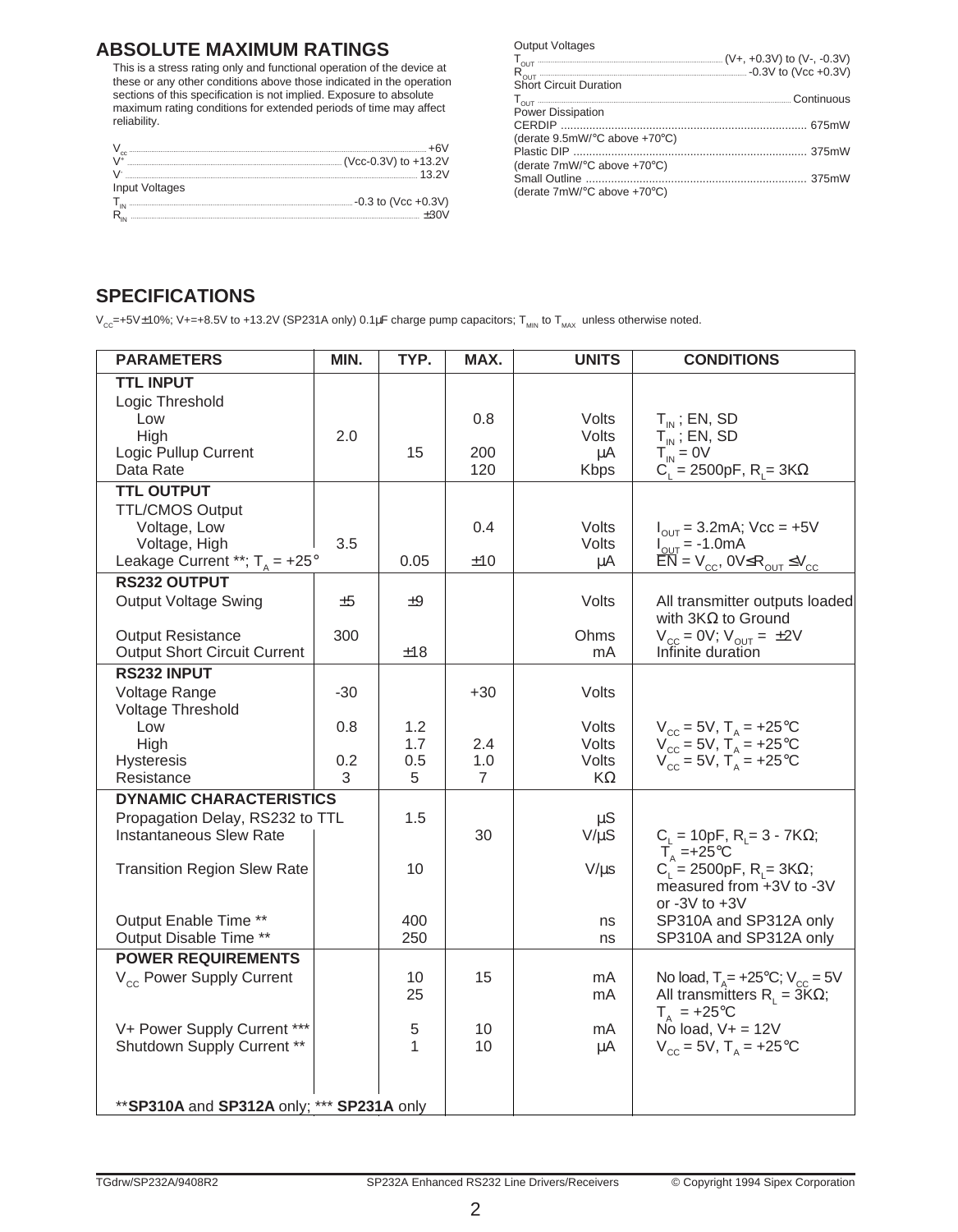## ABSOLUTE MAXIMUM RATINGS

This is a stress rating only and functional operation of the device at these or any other conditions above those indicated in the operation sections of this specification is not implied. Exposure to absolute maximum rating conditions for extended periods of time may affect reliability.

$V_{cc}$ ........................................................................ +6V
$V^+$ ........................................................ (Vcc-0.3V) to +13.2V
$V^-$ ........................................................................ 13.2V
Input Voltages
$T_{IN}$ ................................................. -0.3 to (Vcc +0.3V)
$R_{IN}$ ........................................................................ ±30V

Output Voltages
$T_{OUT}$ ................................................. (V+, +0.3V) to (V-, -0.3V)
$R_{OUT}$ ................................................. -0.3V to (Vcc +0.3V)
Short Circuit Duration
$T_{OUT}$ ........................................................ Continuous
Power Dissipation
CERDIP ........................................................ 675mW
(derate 9.5mW/°C above +70°C)
Plastic DIP ........................................................ 375mW
(derate 7mW/°C above +70°C)
Small Outline ........................................................ 375mW
(derate 7mW/°C above +70°C)

## SPECIFICATIONS

$V_{CC}$=+5V±10%; V+=+8.5V to +13.2V (SP231A only) 0.1μF charge pump capacitors; $T_{MIN}$ to $T_{MAX}$ unless otherwise noted.

| PARAMETERS | MIN. | TYP. | MAX. | UNITS | CONDITIONS |
|---|---|---|---|---|---|
| **TTL INPUT** | | | | | |
| Logic Threshold | | | | | |
| Low | | | 0.8 | Volts | $T_{IN}$ ; EN, SD |
| High | 2.0 | | | Volts | $T_{IN}$ ; EN, SD |
| Logic Pullup Current | | 15 | 200 | μA | $T_{IN}$ = 0V |
| Data Rate | | | 120 | Kbps | $C_L$ = 2500pF, $R_L$= 3KΩ |
| **TTL OUTPUT** | | | | | |
| TTL/CMOS Output | | | | | |
| Voltage, Low | | | 0.4 | Volts | $I_{OUT}$ = 3.2mA; Vcc = +5V |
| Voltage, High | 3.5 | | | Volts | $I_{OUT}$ = -1.0mA |
| Leakage Current **; $T_A$ = +25° | | 0.05 | ±10 | μA | $\overline{EN}$ = $V_{CC}$, 0V≤$R_{OUT}$ ≤$V_{CC}$ |
| **RS232 OUTPUT** | | | | | |
| Output Voltage Swing | ±5 | ±9 | | Volts | All transmitter outputs loaded with 3KΩ to Ground |
| Output Resistance | 300 | | | Ohms | $V_{CC}$ = 0V; $V_{OUT}$ = ±2V |
| Output Short Circuit Current | | ±18 | | mA | Infinite duration |
| **RS232 INPUT** | | | | | |
| Voltage Range | -30 | | +30 | Volts | |
| Voltage Threshold | | | | | |
| Low | 0.8 | 1.2 | | Volts | $V_{CC}$ = 5V, $T_A$ = +25°C |
| High | | 1.7 | 2.4 | Volts | $V_{CC}$ = 5V, $T_A$ = +25°C |
| Hysteresis | 0.2 | 0.5 | 1.0 | Volts | $V_{CC}$ = 5V, $T_A$ = +25°C |
| Resistance | 3 | 5 | 7 | KΩ | |
| **DYNAMIC CHARACTERISTICS** | | | | | |
| Propagation Delay, RS232 to TTL | | 1.5 | | μS | |
| Instantaneous Slew Rate | | | 30 | V/μS | $C_L$ = 10pF, $R_L$= 3 - 7KΩ; $T_A$ =+25°C |
| Transition Region Slew Rate | | 10 | | V/μs | $C_L$ = 2500pF, $R_L$= 3KΩ; measured from +3V to -3V or -3V to +3V |
| Output Enable Time ** | | 400 | | ns | SP310A and SP312A only |
| Output Disable Time ** | | 250 | | ns | SP310A and SP312A only |
| **POWER REQUIREMENTS** | | | | | |
| $V_{CC}$ Power Supply Current | | 10 | 15 | mA | No load, $T_A$= +25°C; $V_{CC}$ = 5V |
| | | 25 | | mA | All transmitters $R_L$ = 3KΩ; $T_A$ = +25°C |
| V+ Power Supply Current *** | | 5 | 10 | mA | No load, V+ = 12V |
| Shutdown Supply Current ** | | 1 | 10 | μA | $V_{CC}$ = 5V, $T_A$ = +25°C |

**SP310A** and **SP312A** only; *** **SP231A** only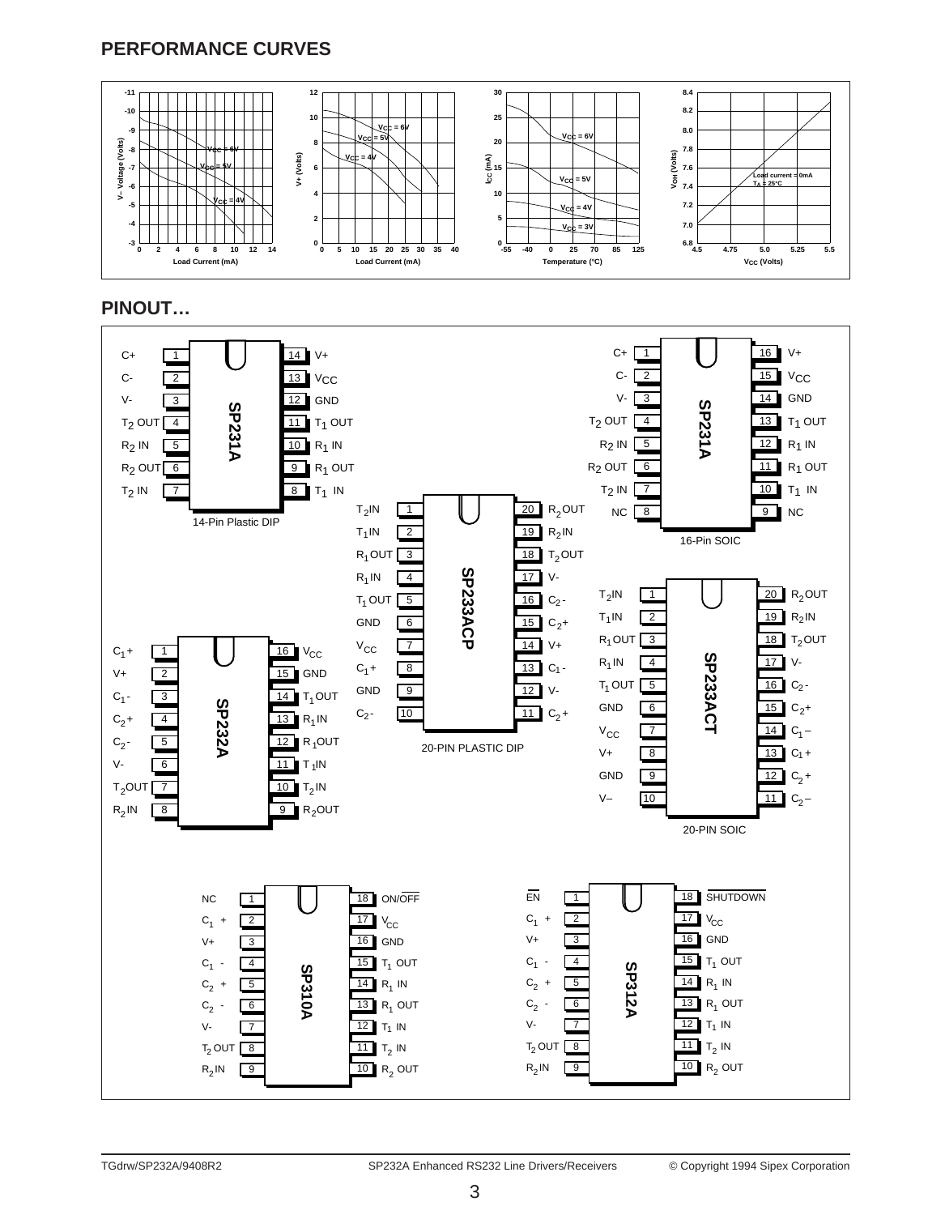## PERFORMANCE CURVES

## PINOUT…

**SP231A** (14-Pin Plastic DIP)

| Pin | Name | Pin | Name |
|---|---|---|---|
| 1 | C+ | 14 | V+ |
| 2 | C- | 13 | $V_{CC}$ |
| 3 | V- | 12 | GND |
| 4 | $T_2$ OUT | 11 | $T_1$ OUT |
| 5 | $R_2$ IN | 10 | $R_1$ IN |
| 6 | $R_2$ OUT | 9 | $R_1$ OUT |
| 7 | $T_2$ IN | 8 | $T_1$ IN |

**SP231A** (16-Pin SOIC)

| Pin | Name | Pin | Name |
|---|---|---|---|
| 1 | C+ | 16 | V+ |
| 2 | C- | 15 | $V_{CC}$ |
| 3 | V- | 14 | GND |
| 4 | $T_2$ OUT | 13 | $T_1$ OUT |
| 5 | $R_2$ IN | 12 | $R_1$ IN |
| 6 | $R_2$ OUT | 11 | $R_1$ OUT |
| 7 | $T_2$ IN | 10 | $T_1$ IN |
| 8 | NC | 9 | NC |

**SP233ACP** (20-PIN PLASTIC DIP)

| Pin | Name | Pin | Name |
|---|---|---|---|
| 1 | $T_2$IN | 20 | $R_2$OUT |
| 2 | $T_1$IN | 19 | $R_2$IN |
| 3 | $R_1$OUT | 18 | $T_2$OUT |
| 4 | $R_1$IN | 17 | V- |
| 5 | $T_1$ OUT | 16 | $C_2$- |
| 6 | GND | 15 | $C_2$+ |
| 7 | $V_{CC}$ | 14 | V+ |
| 8 | $C_1$+ | 13 | $C_1$- |
| 9 | GND | 12 | V- |
| 10 | $C_2$- | 11 | $C_2$+ |

**SP233ACT** (20-PIN SOIC)

| Pin | Name | Pin | Name |
|---|---|---|---|
| 1 | $T_2$IN | 20 | $R_2$OUT |
| 2 | $T_1$IN | 19 | $R_2$IN |
| 3 | $R_1$OUT | 18 | $T_2$OUT |
| 4 | $R_1$IN | 17 | V- |
| 5 | $T_1$ OUT | 16 | $C_2$- |
| 6 | GND | 15 | $C_2$+ |
| 7 | $V_{CC}$ | 14 | $C_1$– |
| 8 | V+ | 13 | $C_1$+ |
| 9 | GND | 12 | $C_2$+ |
| 10 | V– | 11 | $C_2$– |

**SP232A**

| Pin | Name | Pin | Name |
|---|---|---|---|
| 1 | $C_1$+ | 16 | $V_{CC}$ |
| 2 | V+ | 15 | GND |
| 3 | $C_1$- | 14 | $T_1$OUT |
| 4 | $C_2$+ | 13 | $R_1$IN |
| 5 | $C_2$- | 12 | $R_1$OUT |
| 6 | V- | 11 | $T_1$IN |
| 7 | $T_2$OUT | 10 | $T_2$IN |
| 8 | $R_2$IN | 9 | $R_2$OUT |

**SP310A**

| Pin | Name | Pin | Name |
|---|---|---|---|
| 1 | NC | 18 | ON/$\overline{OFF}$ |
| 2 | $C_1$ + | 17 | $V_{CC}$ |
| 3 | V+ | 16 | GND |
| 4 | $C_1$ - | 15 | $T_1$ OUT |
| 5 | $C_2$ + | 14 | $R_1$ IN |
| 6 | $C_2$ - | 13 | $R_1$ OUT |
| 7 | V- | 12 | $T_1$ IN |
| 8 | $T_2$ OUT | 11 | $T_2$ IN |
| 9 | $R_2$IN | 10 | $R_2$ OUT |

**SP312A**

| Pin | Name | Pin | Name |
|---|---|---|---|
| 1 | $\overline{EN}$ | 18 | $\overline{SHUTDOWN}$ |
| 2 | $C_1$ + | 17 | $V_{CC}$ |
| 3 | V+ | 16 | GND |
| 4 | $C_1$ - | 15 | $T_1$ OUT |
| 5 | $C_2$ + | 14 | $R_1$ IN |
| 6 | $C_2$ - | 13 | $R_1$ OUT |
| 7 | V- | 12 | $T_1$ IN |
| 8 | $T_2$ OUT | 11 | $T_2$ IN |
| 9 | $R_2$IN | 10 | $R_2$ OUT |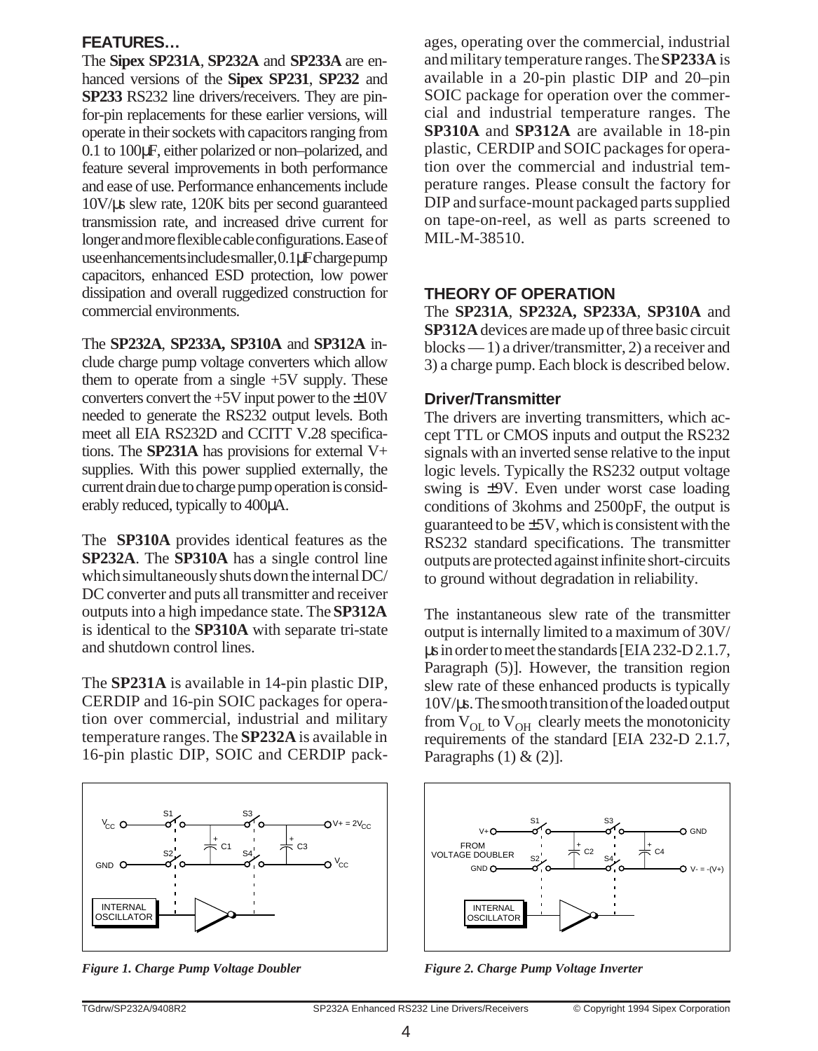## FEATURES…

The **Sipex SP231A**, **SP232A** and **SP233A** are enhanced versions of the **Sipex SP231**, **SP232** and **SP233** RS232 line drivers/receivers. They are pin-for-pin replacements for these earlier versions, will operate in their sockets with capacitors ranging from 0.1 to 100µF, either polarized or non–polarized, and feature several improvements in both performance and ease of use. Performance enhancements include 10V/µs slew rate, 120K bits per second guaranteed transmission rate, and increased drive current for longer and more flexible cable configurations. Ease of use enhancements include smaller, 0.1µF charge pump capacitors, enhanced ESD protection, low power dissipation and overall ruggedized construction for commercial environments.

The **SP232A**, **SP233A, SP310A** and **SP312A** include charge pump voltage converters which allow them to operate from a single +5V supply. These converters convert the +5V input power to the ±10V needed to generate the RS232 output levels. Both meet all EIA RS232D and CCITT V.28 specifications. The **SP231A** has provisions for external V+ supplies. With this power supplied externally, the current drain due to charge pump operation is considerably reduced, typically to 400µA.

The **SP310A** provides identical features as the **SP232A**. The **SP310A** has a single control line which simultaneously shuts down the internal DC/DC converter and puts all transmitter and receiver outputs into a high impedance state. The **SP312A** is identical to the **SP310A** with separate tri-state and shutdown control lines.

The **SP231A** is available in 14-pin plastic DIP, CERDIP and 16-pin SOIC packages for operation over commercial, industrial and military temperature ranges. The **SP232A** is available in 16-pin plastic DIP, SOIC and CERDIP packages, operating over the commercial, industrial and military temperature ranges. The **SP233A** is available in a 20-pin plastic DIP and 20–pin SOIC package for operation over the commercial and industrial temperature ranges. The **SP310A** and **SP312A** are available in 18-pin plastic, CERDIP and SOIC packages for operation over the commercial and industrial temperature ranges. Please consult the factory for DIP and surface-mount packaged parts supplied on tape-on-reel, as well as parts screened to MIL-M-38510.

## THEORY OF OPERATION

The **SP231A**, **SP232A, SP233A**, **SP310A** and **SP312A** devices are made up of three basic circuit blocks — 1) a driver/transmitter, 2) a receiver and 3) a charge pump. Each block is described below.

### Driver/Transmitter

The drivers are inverting transmitters, which accept TTL or CMOS inputs and output the RS232 signals with an inverted sense relative to the input logic levels. Typically the RS232 output voltage swing is ±9V. Even under worst case loading conditions of 3kohms and 2500pF, the output is guaranteed to be ±5V, which is consistent with the RS232 standard specifications. The transmitter outputs are protected against infinite short-circuits to ground without degradation in reliability.

The instantaneous slew rate of the transmitter output is internally limited to a maximum of 30V/µs in order to meet the standards [EIA 232-D 2.1.7, Paragraph (5)]. However, the transition region slew rate of these enhanced products is typically 10V/µs. The smooth transition of the loaded output from $V_{OL}$ to $V_{OH}$ clearly meets the monotonicity requirements of the standard [EIA 232-D 2.1.7, Paragraphs (1) & (2)].

*Figure 1. Charge Pump Voltage Doubler*

*Figure 2. Charge Pump Voltage Inverter*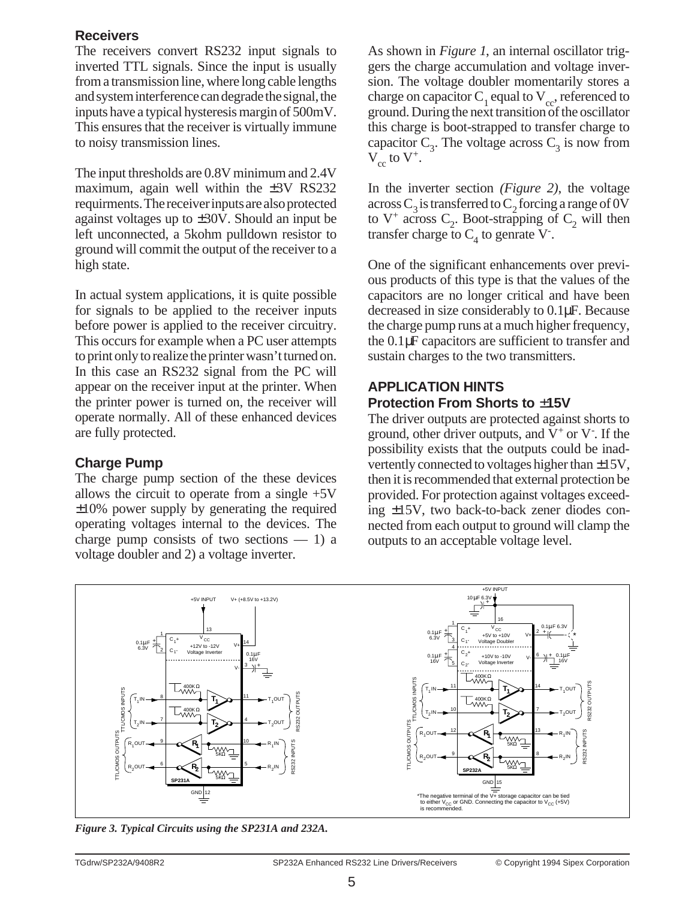### Receivers

The receivers convert RS232 input signals to inverted TTL signals. Since the input is usually from a transmission line, where long cable lengths and system interference can degrade the signal, the inputs have a typical hysteresis margin of 500mV. This ensures that the receiver is virtually immune to noisy transmission lines.

The input thresholds are 0.8V minimum and 2.4V maximum, again well within the ±3V RS232 requirments. The receiver inputs are also protected against voltages up to ±30V. Should an input be left unconnected, a 5kohm pulldown resistor to ground will commit the output of the receiver to a high state.

In actual system applications, it is quite possible for signals to be applied to the receiver inputs before power is applied to the receiver circuitry. This occurs for example when a PC user attempts to print only to realize the printer wasn't turned on. In this case an RS232 signal from the PC will appear on the receiver input at the printer. When the printer power is turned on, the receiver will operate normally. All of these enhanced devices are fully protected.

### Charge Pump

The charge pump section of the these devices allows the circuit to operate from a single +5V ±10% power supply by generating the required operating voltages internal to the devices. The charge pump consists of two sections — 1) a voltage doubler and 2) a voltage inverter.

As shown in *Figure 1*, an internal oscillator triggers the charge accumulation and voltage inversion. The voltage doubler momentarily stores a charge on capacitor $C_1$ equal to $V_{cc}$, referenced to ground. During the next transition of the oscillator this charge is boot-strapped to transfer charge to capacitor $C_3$. The voltage across $C_3$ is now from $V_{cc}$ to $V^+$.

In the inverter section *(Figure 2)*, the voltage across $C_3$ is transferred to $C_2$ forcing a range of 0V to $V^+$ across $C_2$. Boot-strapping of $C_2$ will then transfer charge to $C_4$ to genrate $V^-$.

One of the significant enhancements over previous products of this type is that the values of the capacitors are no longer critical and have been decreased in size considerably to 0.1µF. Because the charge pump runs at a much higher frequency, the 0.1µF capacitors are sufficient to transfer and sustain charges to the two transmitters.

## APPLICATION HINTS

### Protection From Shorts to ±15V

The driver outputs are protected against shorts to ground, other driver outputs, and $V^+$ or $V^-$. If the possibility exists that the outputs could be inadvertently connected to voltages higher than ±15V, then it is recommended that external protection be provided. For protection against voltages exceeding ±15V, two back-to-back zener diodes connected from each output to ground will clamp the outputs to an acceptable voltage level.

*The negative terminal of the V+ storage capacitor can be tied to either $V_{CC}$ or GND. Connecting the capacitor to $V_{CC}$ (+5V) is recommended.

*Figure 3. Typical Circuits using the SP231A and 232A.*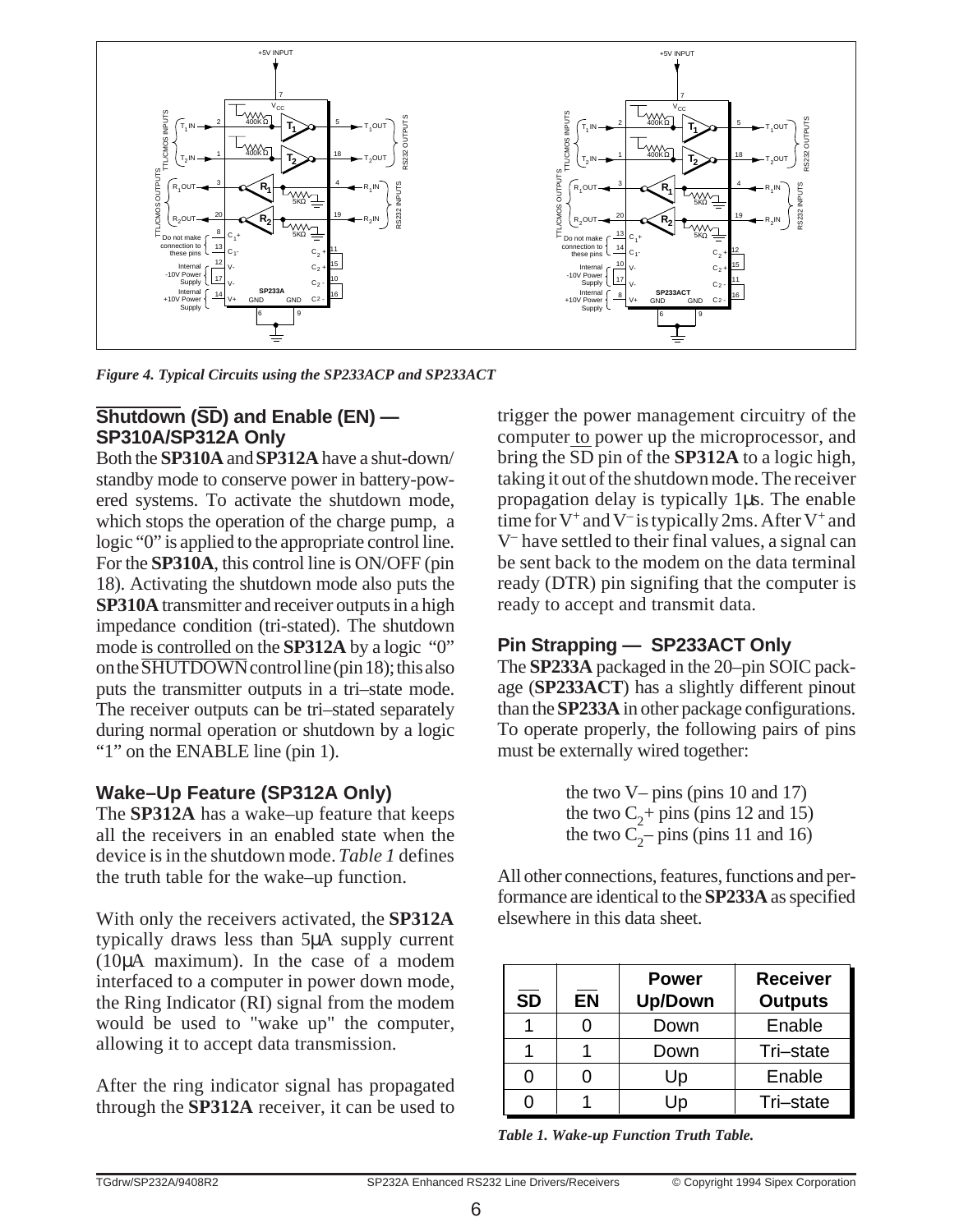*Figure 4. Typical Circuits using the SP233ACP and SP233ACT*

### $\overline{\text{Shutdown}}$ ($\overline{\text{SD}}$) and Enable (EN) — SP310A/SP312A Only

Both the **SP310A** and **SP312A** have a shut-down/standby mode to conserve power in battery-powered systems. To activate the shutdown mode, which stops the operation of the charge pump, a logic "0" is applied to the appropriate control line. For the **SP310A**, this control line is ON/OFF (pin 18). Activating the shutdown mode also puts the **SP310A** transmitter and receiver outputs in a high impedance condition (tri-stated). The shutdown mode is controlled on the **SP312A** by a logic "0" on the $\overline{\text{SHUTDOWN}}$ control line (pin 18); this also puts the transmitter outputs in a tri–state mode. The receiver outputs can be tri–stated separately during normal operation or shutdown by a logic "1" on the ENABLE line (pin 1).

### Wake–Up Feature (SP312A Only)

The **SP312A** has a wake–up feature that keeps all the receivers in an enabled state when the device is in the shutdown mode. *Table 1* defines the truth table for the wake–up function.

With only the receivers activated, the **SP312A** typically draws less than 5μA supply current (10μA maximum). In the case of a modem interfaced to a computer in power down mode, the Ring Indicator (RI) signal from the modem would be used to "wake up" the computer, allowing it to accept data transmission.

After the ring indicator signal has propagated through the **SP312A** receiver, it can be used to trigger the power management circuitry of the computer to power up the microprocessor, and bring the $\overline{\text{SD}}$ pin of the **SP312A** to a logic high, taking it out of the shutdown mode. The receiver propagation delay is typically 1μs. The enable time for $V^+$ and $V^-$ is typically 2ms. After $V^+$ and $V^-$ have settled to their final values, a signal can be sent back to the modem on the data terminal ready (DTR) pin signifing that the computer is ready to accept and transmit data.

### Pin Strapping — SP233ACT Only

The **SP233A** packaged in the 20–pin SOIC package (**SP233ACT**) has a slightly different pinout than the **SP233A** in other package configurations. To operate properly, the following pairs of pins must be externally wired together:

the two V– pins (pins 10 and 17)
the two $C_2$+ pins (pins 12 and 15)
the two $C_2$– pins (pins 11 and 16)

All other connections, features, functions and performance are identical to the **SP233A** as specified elsewhere in this data sheet.

| $\overline{\text{SD}}$ | $\overline{\text{EN}}$ | Power Up/Down | Receiver Outputs |
|---|---|---|---|
| 1 | 0 | Down | Enable |
| 1 | 1 | Down | Tri–state |
| 0 | 0 | Up | Enable |
| 0 | 1 | Up | Tri–state |

*Table 1. Wake-up Function Truth Table.*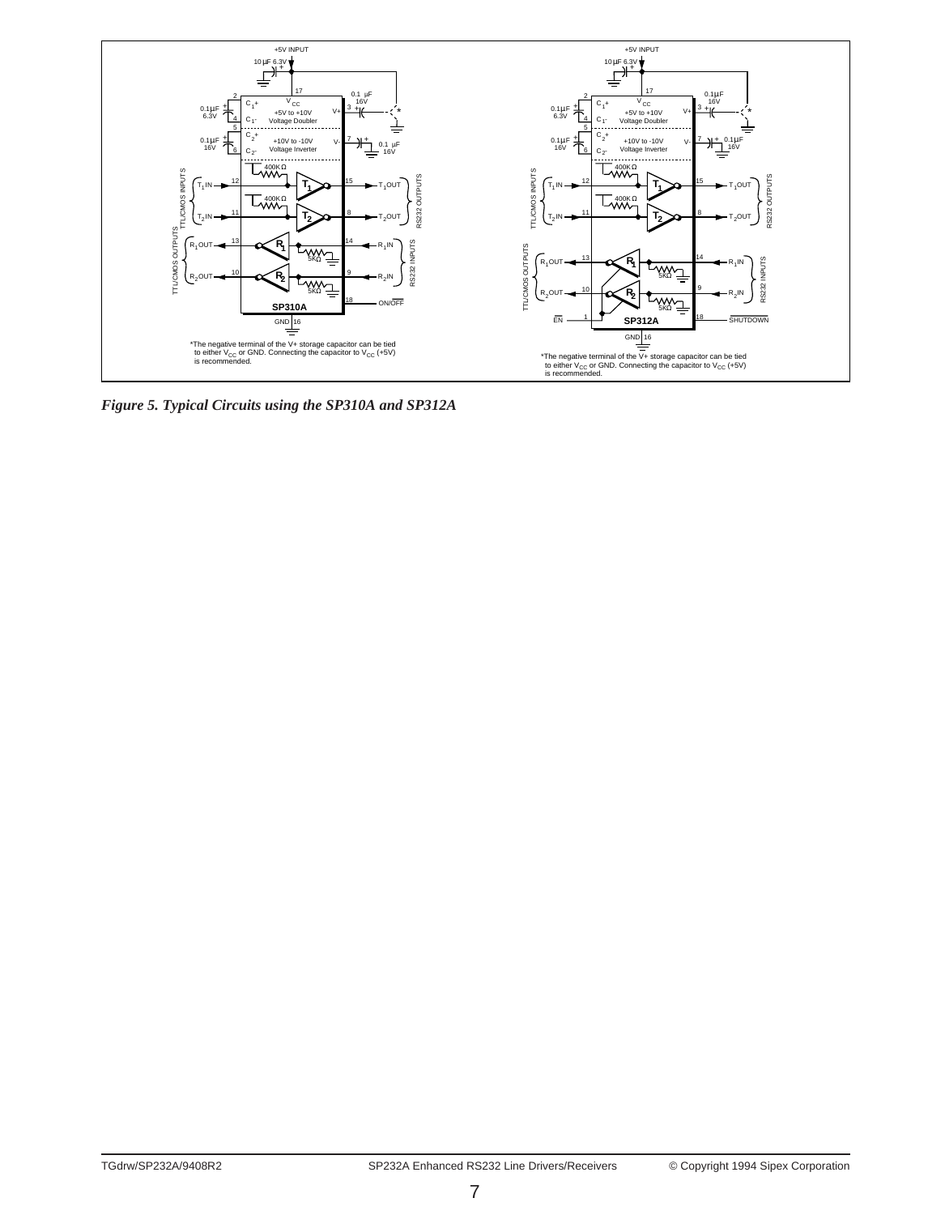*Figure 5. Typical Circuits using the SP310A and SP312A*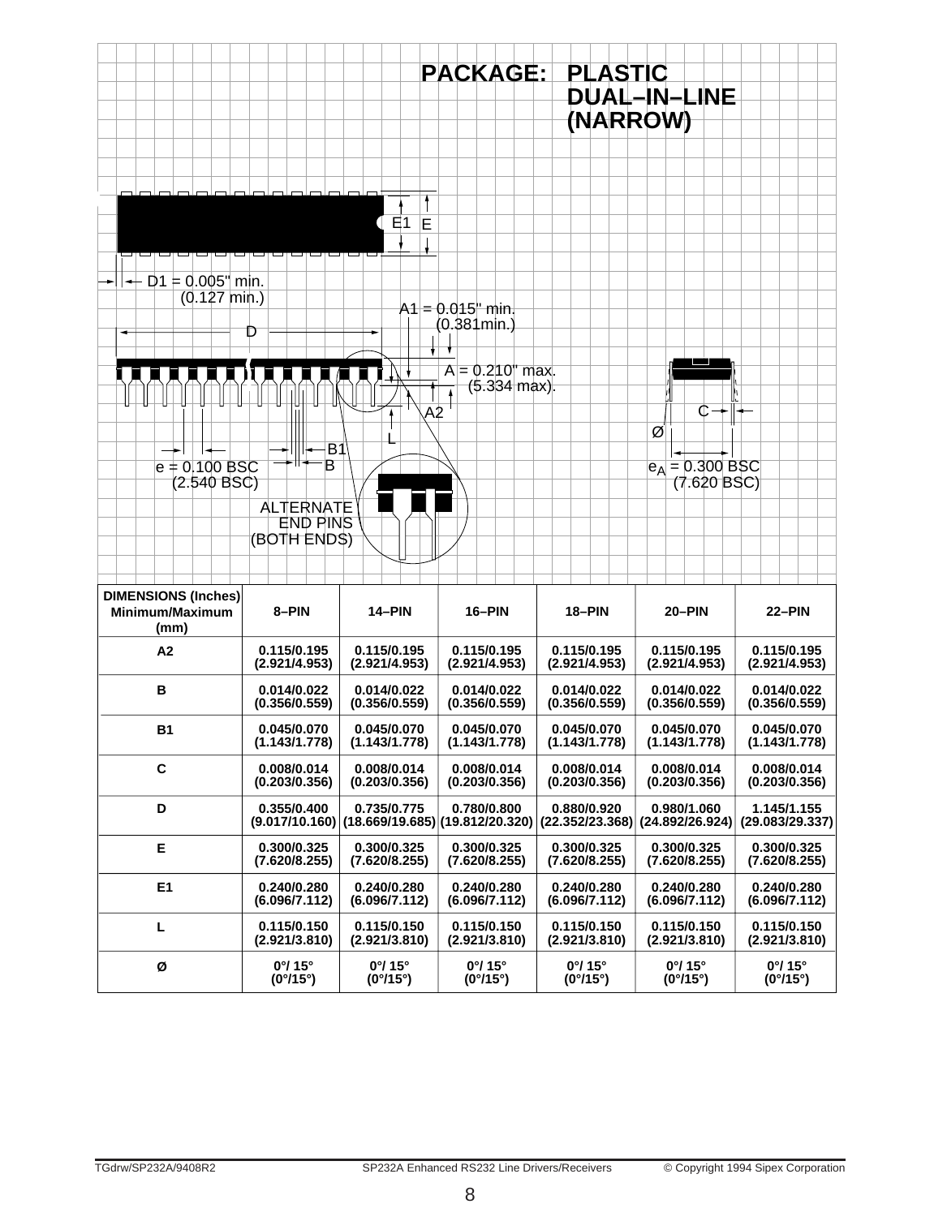**PACKAGE: PLASTIC DUAL–IN–LINE (NARROW)**

E1 E

D1 = 0.005" min. (0.127 min.)

A1 = 0.015" min. (0.381min.)

D

A = 0.210" max. (5.334 max).

A2

L

B1

B

e = 0.100 BSC (2.540 BSC)

ALTERNATE END PINS (BOTH ENDS)

C

Ø

$e_A$ = 0.300 BSC (7.620 BSC)

| DIMENSIONS (Inches) Minimum/Maximum (mm) | 8–PIN | 14–PIN | 16–PIN | 18–PIN | 20–PIN | 22–PIN |
|---|---|---|---|---|---|---|
| A2 | 0.115/0.195 (2.921/4.953) | 0.115/0.195 (2.921/4.953) | 0.115/0.195 (2.921/4.953) | 0.115/0.195 (2.921/4.953) | 0.115/0.195 (2.921/4.953) | 0.115/0.195 (2.921/4.953) |
| B | 0.014/0.022 (0.356/0.559) | 0.014/0.022 (0.356/0.559) | 0.014/0.022 (0.356/0.559) | 0.014/0.022 (0.356/0.559) | 0.014/0.022 (0.356/0.559) | 0.014/0.022 (0.356/0.559) |
| B1 | 0.045/0.070 (1.143/1.778) | 0.045/0.070 (1.143/1.778) | 0.045/0.070 (1.143/1.778) | 0.045/0.070 (1.143/1.778) | 0.045/0.070 (1.143/1.778) | 0.045/0.070 (1.143/1.778) |
| C | 0.008/0.014 (0.203/0.356) | 0.008/0.014 (0.203/0.356) | 0.008/0.014 (0.203/0.356) | 0.008/0.014 (0.203/0.356) | 0.008/0.014 (0.203/0.356) | 0.008/0.014 (0.203/0.356) |
| D | 0.355/0.400 (9.017/10.160) | 0.735/0.775 (18.669/19.685) | 0.780/0.800 (19.812/20.320) | 0.880/0.920 (22.352/23.368) | 0.980/1.060 (24.892/26.924) | 1.145/1.155 (29.083/29.337) |
| E | 0.300/0.325 (7.620/8.255) | 0.300/0.325 (7.620/8.255) | 0.300/0.325 (7.620/8.255) | 0.300/0.325 (7.620/8.255) | 0.300/0.325 (7.620/8.255) | 0.300/0.325 (7.620/8.255) |
| E1 | 0.240/0.280 (6.096/7.112) | 0.240/0.280 (6.096/7.112) | 0.240/0.280 (6.096/7.112) | 0.240/0.280 (6.096/7.112) | 0.240/0.280 (6.096/7.112) | 0.240/0.280 (6.096/7.112) |
| L | 0.115/0.150 (2.921/3.810) | 0.115/0.150 (2.921/3.810) | 0.115/0.150 (2.921/3.810) | 0.115/0.150 (2.921/3.810) | 0.115/0.150 (2.921/3.810) | 0.115/0.150 (2.921/3.810) |
| Ø | 0°/ 15° (0°/15°) | 0°/ 15° (0°/15°) | 0°/ 15° (0°/15°) | 0°/ 15° (0°/15°) | 0°/ 15° (0°/15°) | 0°/ 15° (0°/15°) |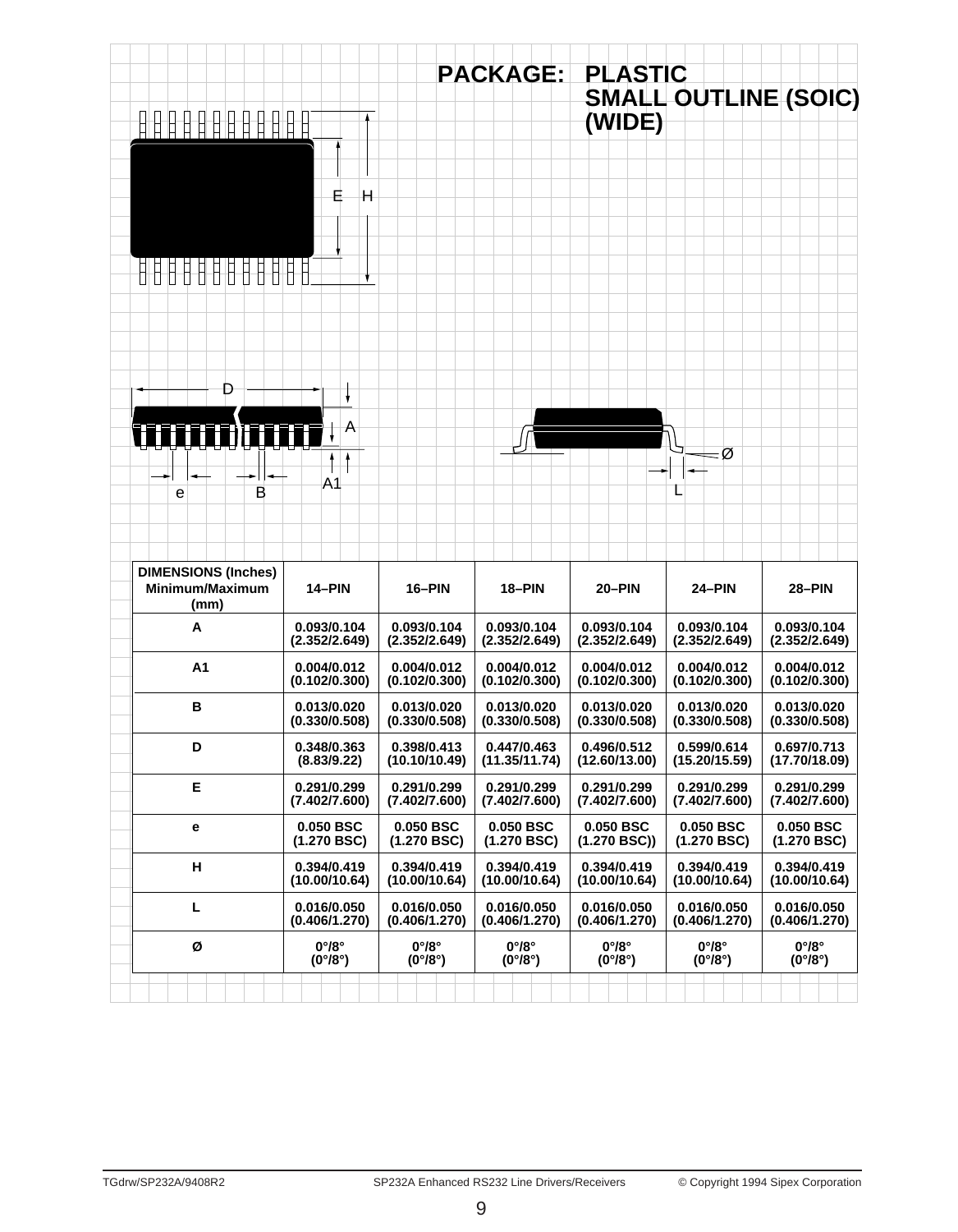# PACKAGE: PLASTIC SMALL OUTLINE (SOIC) (WIDE)

| DIMENSIONS (Inches) Minimum/Maximum (mm) | 14–PIN | 16–PIN | 18–PIN | 20–PIN | 24–PIN | 28–PIN |
|---|---|---|---|---|---|---|
| A | 0.093/0.104 (2.352/2.649) | 0.093/0.104 (2.352/2.649) | 0.093/0.104 (2.352/2.649) | 0.093/0.104 (2.352/2.649) | 0.093/0.104 (2.352/2.649) | 0.093/0.104 (2.352/2.649) |
| A1 | 0.004/0.012 (0.102/0.300) | 0.004/0.012 (0.102/0.300) | 0.004/0.012 (0.102/0.300) | 0.004/0.012 (0.102/0.300) | 0.004/0.012 (0.102/0.300) | 0.004/0.012 (0.102/0.300) |
| B | 0.013/0.020 (0.330/0.508) | 0.013/0.020 (0.330/0.508) | 0.013/0.020 (0.330/0.508) | 0.013/0.020 (0.330/0.508) | 0.013/0.020 (0.330/0.508) | 0.013/0.020 (0.330/0.508) |
| D | 0.348/0.363 (8.83/9.22) | 0.398/0.413 (10.10/10.49) | 0.447/0.463 (11.35/11.74) | 0.496/0.512 (12.60/13.00) | 0.599/0.614 (15.20/15.59) | 0.697/0.713 (17.70/18.09) |
| E | 0.291/0.299 (7.402/7.600) | 0.291/0.299 (7.402/7.600) | 0.291/0.299 (7.402/7.600) | 0.291/0.299 (7.402/7.600) | 0.291/0.299 (7.402/7.600) | 0.291/0.299 (7.402/7.600) |
| e | 0.050 BSC (1.270 BSC) | 0.050 BSC (1.270 BSC) | 0.050 BSC (1.270 BSC) | 0.050 BSC (1.270 BSC)) | 0.050 BSC (1.270 BSC) | 0.050 BSC (1.270 BSC) |
| H | 0.394/0.419 (10.00/10.64) | 0.394/0.419 (10.00/10.64) | 0.394/0.419 (10.00/10.64) | 0.394/0.419 (10.00/10.64) | 0.394/0.419 (10.00/10.64) | 0.394/0.419 (10.00/10.64) |
| L | 0.016/0.050 (0.406/1.270) | 0.016/0.050 (0.406/1.270) | 0.016/0.050 (0.406/1.270) | 0.016/0.050 (0.406/1.270) | 0.016/0.050 (0.406/1.270) | 0.016/0.050 (0.406/1.270) |
| Ø | 0°/8° (0°/8°) | 0°/8° (0°/8°) | 0°/8° (0°/8°) | 0°/8° (0°/8°) | 0°/8° (0°/8°) | 0°/8° (0°/8°) |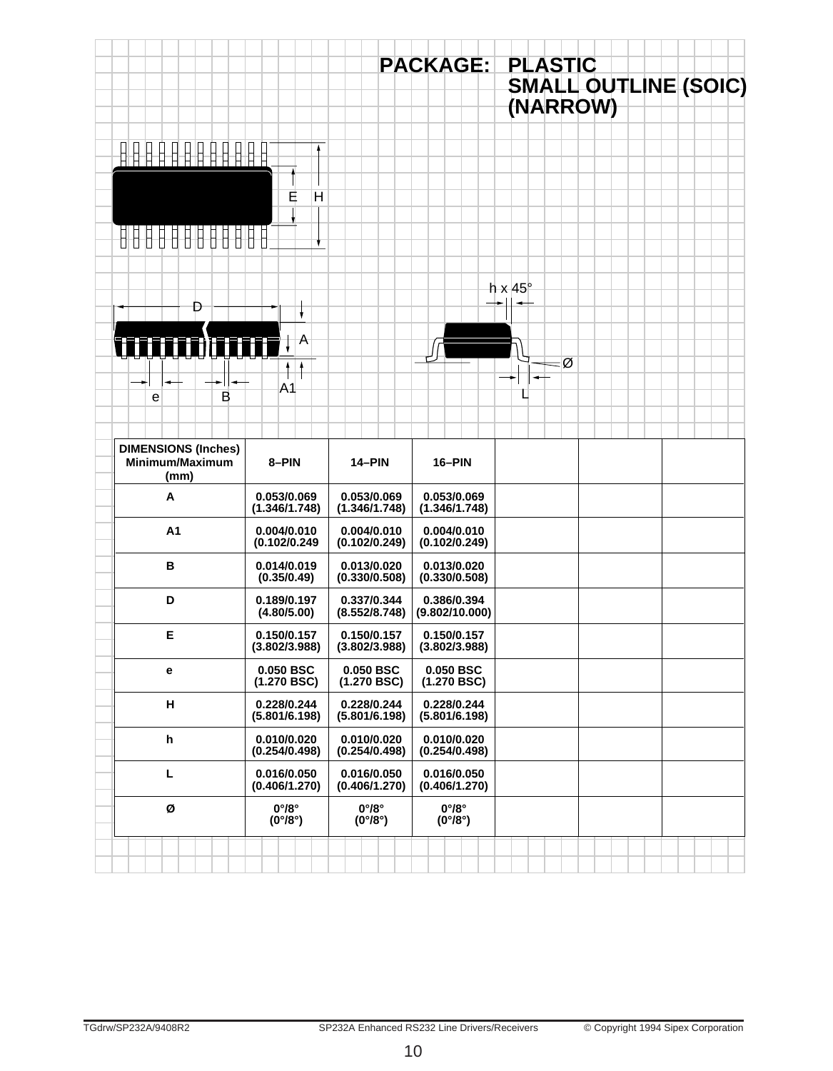# PACKAGE: PLASTIC SMALL OUTLINE (SOIC) (NARROW)

| DIMENSIONS (Inches) Minimum/Maximum (mm) | 8–PIN | 14–PIN | 16–PIN | | | |
|---|---|---|---|---|---|---|
| A | 0.053/0.069 (1.346/1.748) | 0.053/0.069 (1.346/1.748) | 0.053/0.069 (1.346/1.748) | | | |
| A1 | 0.004/0.010 (0.102/0.249 | 0.004/0.010 (0.102/0.249) | 0.004/0.010 (0.102/0.249) | | | |
| B | 0.014/0.019 (0.35/0.49) | 0.013/0.020 (0.330/0.508) | 0.013/0.020 (0.330/0.508) | | | |
| D | 0.189/0.197 (4.80/5.00) | 0.337/0.344 (8.552/8.748) | 0.386/0.394 (9.802/10.000) | | | |
| E | 0.150/0.157 (3.802/3.988) | 0.150/0.157 (3.802/3.988) | 0.150/0.157 (3.802/3.988) | | | |
| e | 0.050 BSC (1.270 BSC) | 0.050 BSC (1.270 BSC) | 0.050 BSC (1.270 BSC) | | | |
| H | 0.228/0.244 (5.801/6.198) | 0.228/0.244 (5.801/6.198) | 0.228/0.244 (5.801/6.198) | | | |
| h | 0.010/0.020 (0.254/0.498) | 0.010/0.020 (0.254/0.498) | 0.010/0.020 (0.254/0.498) | | | |
| L | 0.016/0.050 (0.406/1.270) | 0.016/0.050 (0.406/1.270) | 0.016/0.050 (0.406/1.270) | | | |
| Ø | 0°/8° (0°/8°) | 0°/8° (0°/8°) | 0°/8° (0°/8°) | | | |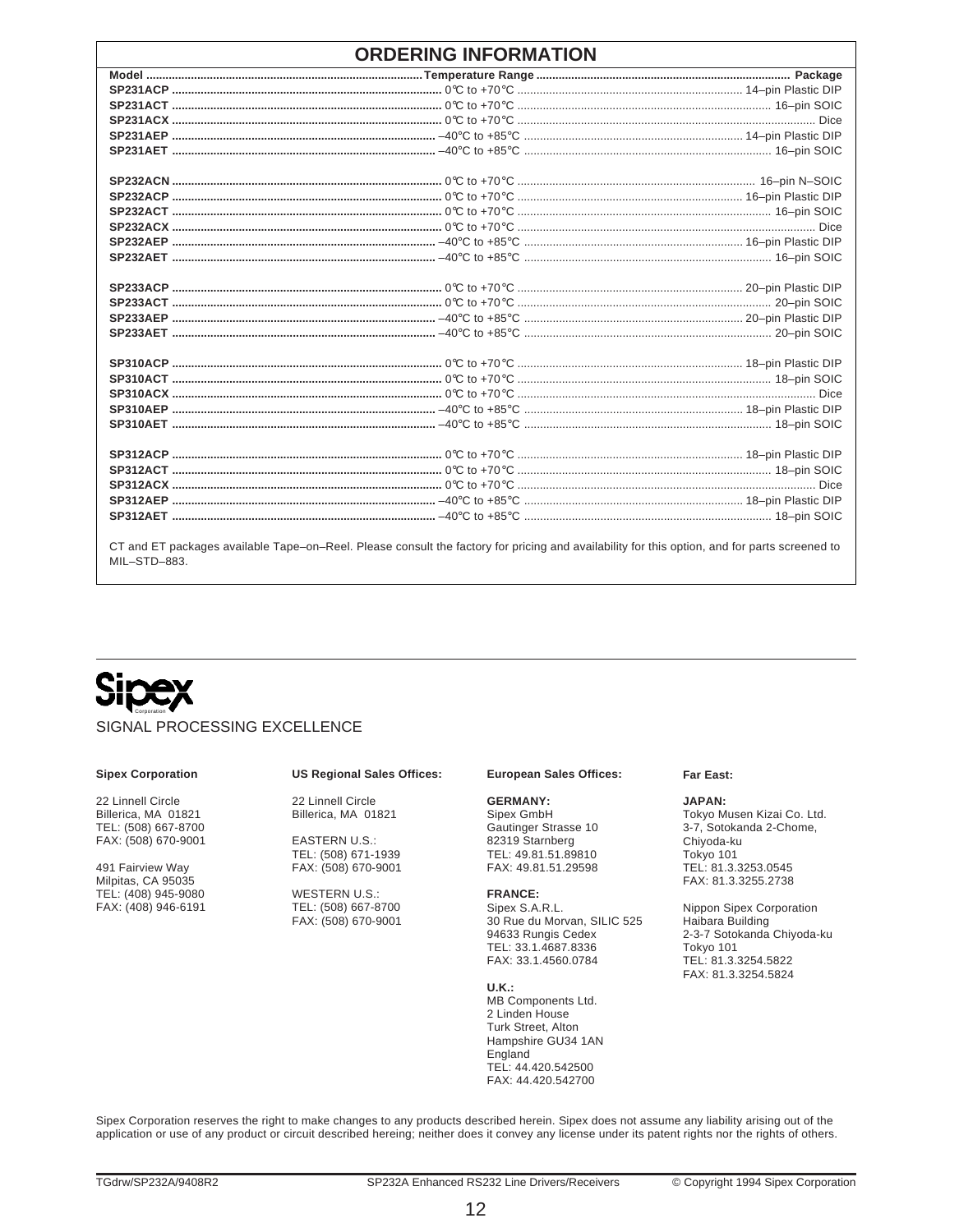## ORDERING INFORMATION

| Model | Temperature Range | Package |
|---|---|---|
| SP231ACP | 0°C to +70°C | 14–pin Plastic DIP |
| SP231ACT | 0°C to +70°C | 16–pin SOIC |
| SP231ACX | 0°C to +70°C | Dice |
| SP231AEP | –40°C to +85°C | 14–pin Plastic DIP |
| SP231AET | –40°C to +85°C | 16–pin SOIC |
| SP232ACN | 0°C to +70°C | 16–pin N–SOIC |
| SP232ACP | 0°C to +70°C | 16–pin Plastic DIP |
| SP232ACT | 0°C to +70°C | 16–pin SOIC |
| SP232ACX | 0°C to +70°C | Dice |
| SP232AEP | –40°C to +85°C | 16–pin Plastic DIP |
| SP232AET | –40°C to +85°C | 16–pin SOIC |
| SP233ACP | 0°C to +70°C | 20–pin Plastic DIP |
| SP233ACT | 0°C to +70°C | 20–pin SOIC |
| SP233AEP | –40°C to +85°C | 20–pin Plastic DIP |
| SP233AET | –40°C to +85°C | 20–pin SOIC |
| SP310ACP | 0°C to +70°C | 18–pin Plastic DIP |
| SP310ACT | 0°C to +70°C | 18–pin SOIC |
| SP310ACX | 0°C to +70°C | Dice |
| SP310AEP | –40°C to +85°C | 18–pin Plastic DIP |
| SP310AET | –40°C to +85°C | 18–pin SOIC |
| SP312ACP | 0°C to +70°C | 18–pin Plastic DIP |
| SP312ACT | 0°C to +70°C | 18–pin SOIC |
| SP312ACX | 0°C to +70°C | Dice |
| SP312AEP | –40°C to +85°C | 18–pin Plastic DIP |
| SP312AET | –40°C to +85°C | 18–pin SOIC |

CT and ET packages available Tape–on–Reel. Please consult the factory for pricing and availability for this option, and for parts screened to MIL–STD–883.

**Sipex** Corporation

SIGNAL PROCESSING EXCELLENCE

**Sipex Corporation**

22 Linnell Circle
Billerica, MA 01821
TEL: (508) 667-8700
FAX: (508) 670-9001

491 Fairview Way
Milpitas, CA 95035
TEL: (408) 945-9080
FAX: (408) 946-6191

**US Regional Sales Offices:**

22 Linnell Circle
Billerica, MA 01821

EASTERN U.S.:
TEL: (508) 671-1939
FAX: (508) 670-9001

WESTERN U.S.:
TEL: (508) 667-8700
FAX: (508) 670-9001

**European Sales Offices:**

**GERMANY:**
Sipex GmbH
Gautinger Strasse 10
82319 Starnberg
TEL: 49.81.51.89810
FAX: 49.81.51.29598

**FRANCE:**
Sipex S.A.R.L.
30 Rue du Morvan, SILIC 525
94633 Rungis Cedex
TEL: 33.1.4687.8336
FAX: 33.1.4560.0784

**U.K.:**
MB Components Ltd.
2 Linden House
Turk Street, Alton
Hampshire GU34 1AN
England
TEL: 44.420.542500
FAX: 44.420.542700

**Far East:**

**JAPAN:**
Tokyo Musen Kizai Co. Ltd.
3-7, Sotokanda 2-Chome,
Chiyoda-ku
Tokyo 101
TEL: 81.3.3253.0545
FAX: 81.3.3255.2738

Nippon Sipex Corporation
Haibara Building
2-3-7 Sotokanda Chiyoda-ku
Tokyo 101
TEL: 81.3.3254.5822
FAX: 81.3.3254.5824

Sipex Corporation reserves the right to make changes to any products described herein. Sipex does not assume any liability arising out of the application or use of any product or circuit described hereing; neither does it convey any license under its patent rights nor the rights of others.

TGdrw/SP232A/9408R2 SP232A Enhanced RS232 Line Drivers/Receivers © Copyright 1994 Sipex Corporation